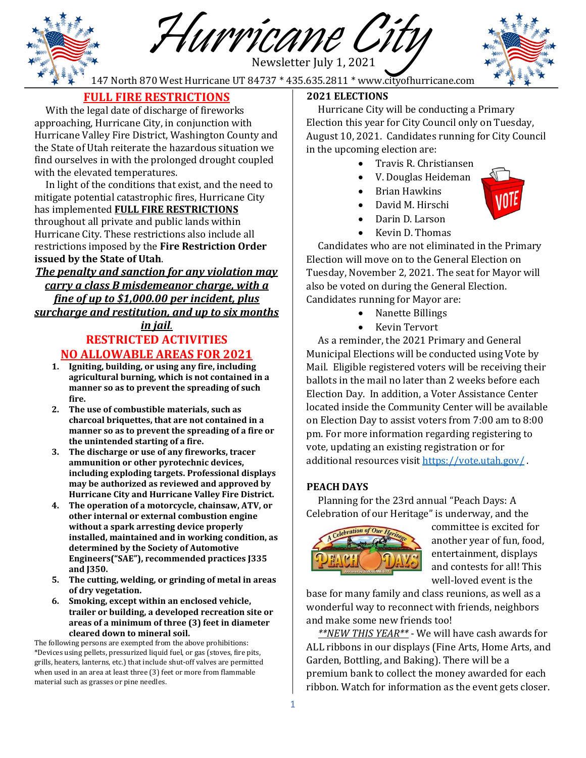# Hurricane City

Newsletter July 1, 2021

147 North 870 West Hurricane UT 84737 * 435.635.2811 * www.cityofhurricane.com

## FULL FIRE RESTRICTIONS

With the legal date of discharge of fireworks approaching, Hurricane City, in conjunction with Hurricane Valley Fire District, Washington County and the State of Utah reiterate the hazardous situation we find ourselves in with the prolonged drought coupled with the elevated temperatures.

In light of the conditions that exist, and the need to mitigate potential catastrophic fires, Hurricane City has implemented **FULL FIRE RESTRICTIONS** throughout all private and public lands within Hurricane City. These restrictions also include all restrictions imposed by the **Fire Restriction Order issued by the State of Utah**.

***The penalty and sanction for any violation may carry a class B misdemeanor charge, with a fine of up to $1,000.00 per incident, plus surcharge and restitution, and up to six months in jail.***

### RESTRICTED ACTIVITIES

### NO ALLOWABLE AREAS FOR 2021

1. **Igniting, building, or using any fire, including agricultural burning, which is not contained in a manner so as to prevent the spreading of such fire.**
2. **The use of combustible materials, such as charcoal briquettes, that are not contained in a manner so as to prevent the spreading of a fire or the unintended starting of a fire.**
3. **The discharge or use of any fireworks, tracer ammunition or other pyrotechnic devices, including exploding targets. Professional displays may be authorized as reviewed and approved by Hurricane City and Hurricane Valley Fire District.**
4. **The operation of a motorcycle, chainsaw, ATV, or other internal or external combustion engine without a spark arresting device properly installed, maintained and in working condition, as determined by the Society of Automotive Engineers("SAE"), recommended practices J335 and J350.**
5. **The cutting, welding, or grinding of metal in areas of dry vegetation.**
6. **Smoking, except within an enclosed vehicle, trailer or building, a developed recreation site or areas of a minimum of three (3) feet in diameter cleared down to mineral soil.**

The following persons are exempted from the above prohibitions: *Devices using pellets, pressurized liquid fuel, or gas (stoves, fire pits, grills, heaters, lanterns, etc.) that include shut-off valves are permitted when used in an area at least three (3) feet or more from flammable material such as grasses or pine needles.

## 2021 ELECTIONS

Hurricane City will be conducting a Primary Election this year for City Council only on Tuesday, August 10, 2021. Candidates running for City Council in the upcoming election are:

- Travis R. Christiansen
- V. Douglas Heideman
- Brian Hawkins
- David M. Hirschi
- Darin D. Larson
- Kevin D. Thomas

Candidates who are not eliminated in the Primary Election will move on to the General Election on Tuesday, November 2, 2021. The seat for Mayor will also be voted on during the General Election. Candidates running for Mayor are:

- Nanette Billings
- Kevin Tervort

As a reminder, the 2021 Primary and General Municipal Elections will be conducted using Vote by Mail. Eligible registered voters will be receiving their ballots in the mail no later than 2 weeks before each Election Day. In addition, a Voter Assistance Center located inside the Community Center will be available on Election Day to assist voters from 7:00 am to 8:00 pm. For more information regarding registering to vote, updating an existing registration or for additional resources visit https://vote.utah.gov/ .

## PEACH DAYS

Planning for the 23rd annual "Peach Days: A Celebration of our Heritage" is underway, and the committee is excited for another year of fun, food, entertainment, displays and contests for all! This well-loved event is the base for many family and class reunions, as well as a wonderful way to reconnect with friends, neighbors and make some new friends too!

*\*\*NEW THIS YEAR\*\** - We will have cash awards for ALL ribbons in our displays (Fine Arts, Home Arts, and Garden, Bottling, and Baking). There will be a premium bank to collect the money awarded for each ribbon. Watch for information as the event gets closer.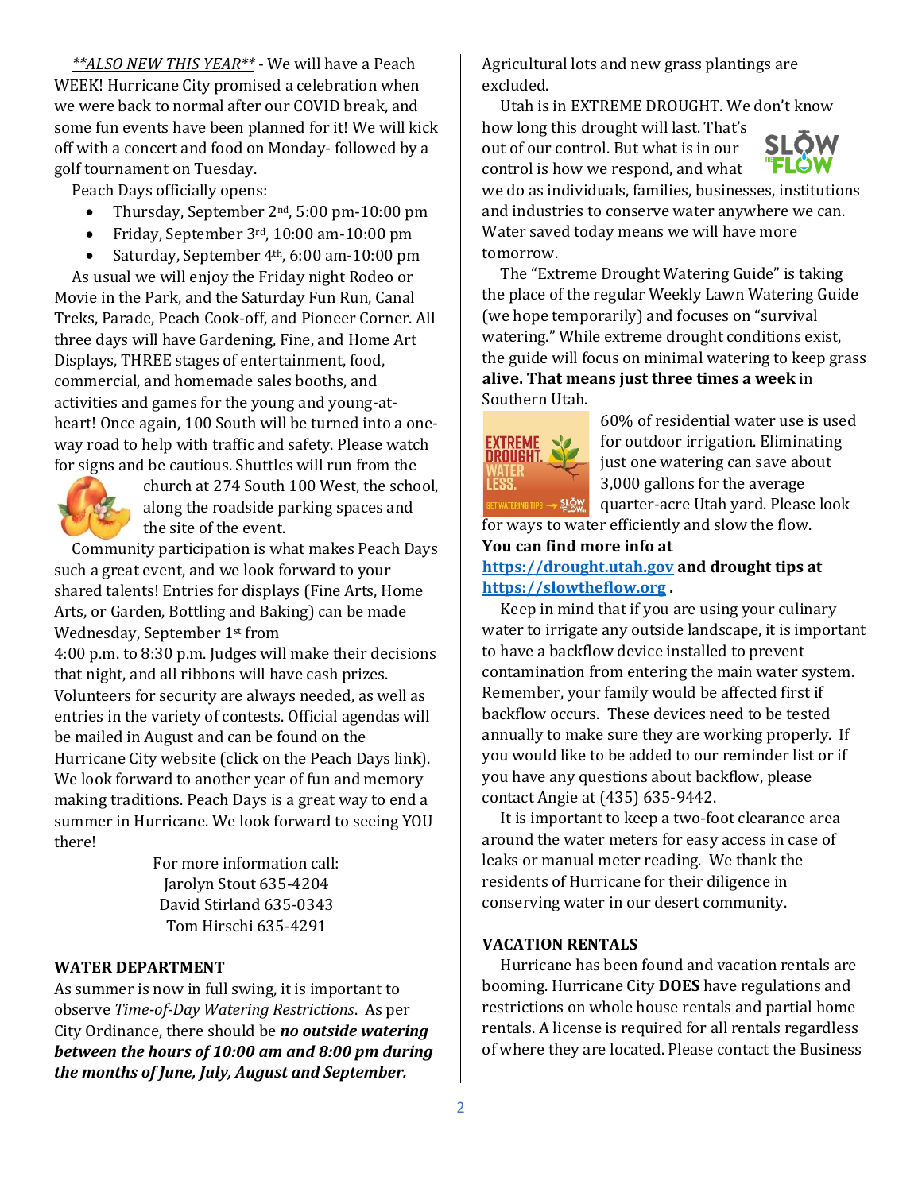***ALSO NEW THIS YEAR*** - We will have a Peach WEEK! Hurricane City promised a celebration when we were back to normal after our COVID break, and some fun events have been planned for it! We will kick off with a concert and food on Monday- followed by a golf tournament on Tuesday.

Peach Days officially opens:

- Thursday, September 2nd, 5:00 pm-10:00 pm
- Friday, September 3rd, 10:00 am-10:00 pm
- Saturday, September 4th, 6:00 am-10:00 pm

As usual we will enjoy the Friday night Rodeo or Movie in the Park, and the Saturday Fun Run, Canal Treks, Parade, Peach Cook-off, and Pioneer Corner. All three days will have Gardening, Fine, and Home Art Displays, THREE stages of entertainment, food, commercial, and homemade sales booths, and activities and games for the young and young-at-heart! Once again, 100 South will be turned into a one-way road to help with traffic and safety. Please watch for signs and be cautious. Shuttles will run from the church at 274 South 100 West, the school, along the roadside parking spaces and the site of the event.

Community participation is what makes Peach Days such a great event, and we look forward to your shared talents! Entries for displays (Fine Arts, Home Arts, or Garden, Bottling and Baking) can be made Wednesday, September 1st from 4:00 p.m. to 8:30 p.m. Judges will make their decisions that night, and all ribbons will have cash prizes. Volunteers for security are always needed, as well as entries in the variety of contests. Official agendas will be mailed in August and can be found on the Hurricane City website (click on the Peach Days link). We look forward to another year of fun and memory making traditions. Peach Days is a great way to end a summer in Hurricane. We look forward to seeing YOU there!

For more information call:
Jarolyn Stout 635-4204
David Stirland 635-0343
Tom Hirschi 635-4291

**WATER DEPARTMENT**

As summer is now in full swing, it is important to observe *Time-of-Day Watering Restrictions*. As per City Ordinance, there should be ***no outside watering between the hours of 10:00 am and 8:00 pm during the months of June, July, August and September.*** Agricultural lots and new grass plantings are excluded.

Utah is in EXTREME DROUGHT. We don't know how long this drought will last. That's out of our control. But what is in our control is how we respond, and what we do as individuals, families, businesses, institutions and industries to conserve water anywhere we can. Water saved today means we will have more tomorrow.

The "Extreme Drought Watering Guide" is taking the place of the regular Weekly Lawn Watering Guide (we hope temporarily) and focuses on "survival watering." While extreme drought conditions exist, the guide will focus on minimal watering to keep grass **alive. That means just three times a week** in Southern Utah.

60% of residential water use is used for outdoor irrigation. Eliminating just one watering can save about 3,000 gallons for the average quarter-acre Utah yard. Please look for ways to water efficiently and slow the flow.

**You can find more info at https://drought.utah.gov and drought tips at https://slowtheflow.org .**

Keep in mind that if you are using your culinary water to irrigate any outside landscape, it is important to have a backflow device installed to prevent contamination from entering the main water system. Remember, your family would be affected first if backflow occurs. These devices need to be tested annually to make sure they are working properly. If you would like to be added to our reminder list or if you have any questions about backflow, please contact Angie at (435) 635-9442.

It is important to keep a two-foot clearance area around the water meters for easy access in case of leaks or manual meter reading. We thank the residents of Hurricane for their diligence in conserving water in our desert community.

**VACATION RENTALS**

Hurricane has been found and vacation rentals are booming. Hurricane City **DOES** have regulations and restrictions on whole house rentals and partial home rentals. A license is required for all rentals regardless of where they are located. Please contact the Business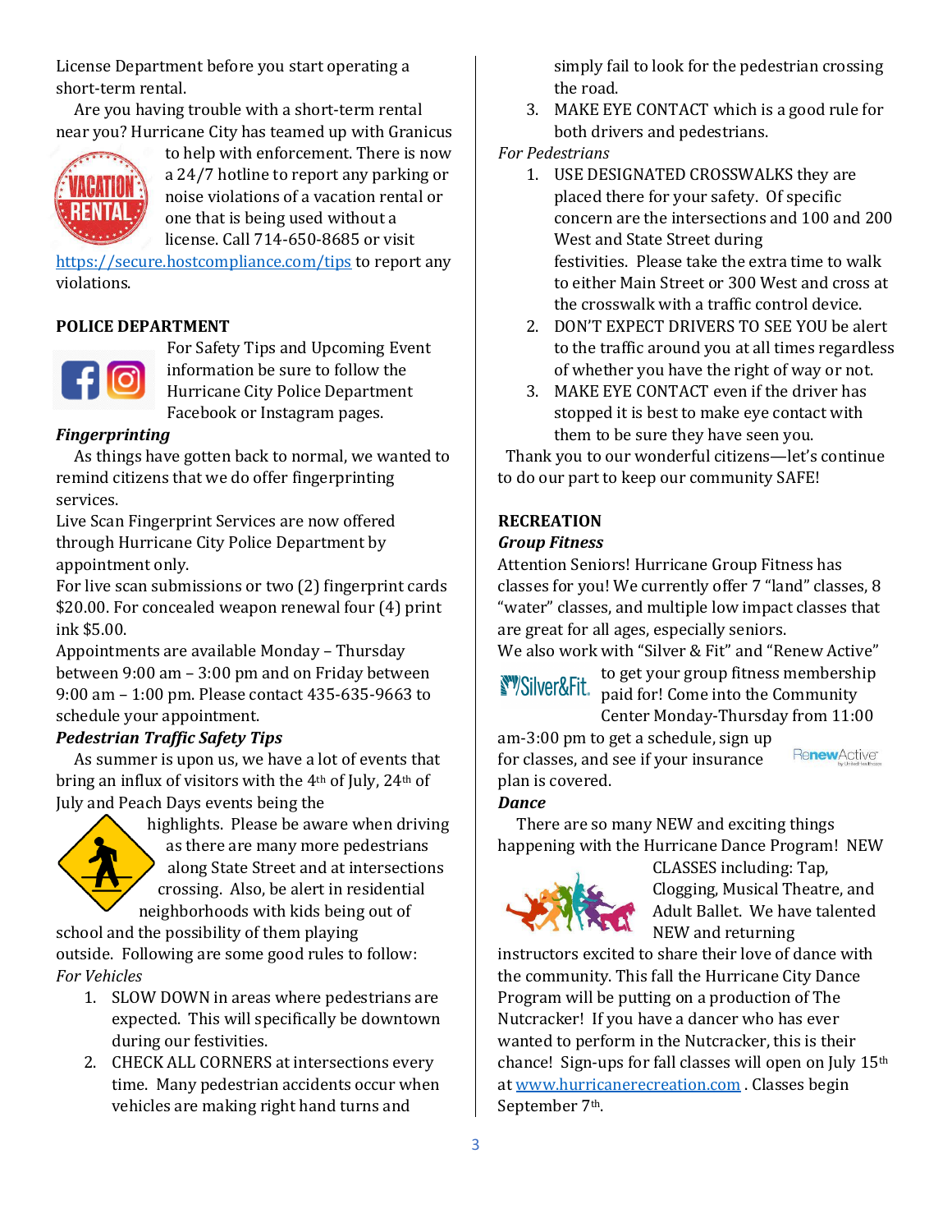License Department before you start operating a short-term rental.

Are you having trouble with a short-term rental near you? Hurricane City has teamed up with Granicus to help with enforcement. There is now a 24/7 hotline to report any parking or noise violations of a vacation rental or one that is being used without a license. Call 714-650-8685 or visit https://secure.hostcompliance.com/tips to report any violations.

**POLICE DEPARTMENT**

For Safety Tips and Upcoming Event information be sure to follow the Hurricane City Police Department Facebook or Instagram pages.

***Fingerprinting***

As things have gotten back to normal, we wanted to remind citizens that we do offer fingerprinting services.

Live Scan Fingerprint Services are now offered through Hurricane City Police Department by appointment only.

For live scan submissions or two (2) fingerprint cards $20.00. For concealed weapon renewal four (4) print ink $5.00.

Appointments are available Monday – Thursday between 9:00 am – 3:00 pm and on Friday between 9:00 am – 1:00 pm. Please contact 435-635-9663 to schedule your appointment.

***Pedestrian Traffic Safety Tips***

As summer is upon us, we have a lot of events that bring an influx of visitors with the 4th of July, 24th of July and Peach Days events being the highlights. Please be aware when driving as there are many more pedestrians along State Street and at intersections crossing. Also, be alert in residential neighborhoods with kids being out of school and the possibility of them playing outside. Following are some good rules to follow:

*For Vehicles*

1. SLOW DOWN in areas where pedestrians are expected. This will specifically be downtown during our festivities.
2. CHECK ALL CORNERS at intersections every time. Many pedestrian accidents occur when vehicles are making right hand turns and simply fail to look for the pedestrian crossing the road.
3. MAKE EYE CONTACT which is a good rule for both drivers and pedestrians.

*For Pedestrians*

1. USE DESIGNATED CROSSWALKS they are placed there for your safety. Of specific concern are the intersections and 100 and 200 West and State Street during festivities. Please take the extra time to walk to either Main Street or 300 West and cross at the crosswalk with a traffic control device.
2. DON'T EXPECT DRIVERS TO SEE YOU be alert to the traffic around you at all times regardless of whether you have the right of way or not.
3. MAKE EYE CONTACT even if the driver has stopped it is best to make eye contact with them to be sure they have seen you.

Thank you to our wonderful citizens—let's continue to do our part to keep our community SAFE!

**RECREATION**

***Group Fitness***

Attention Seniors! Hurricane Group Fitness has classes for you! We currently offer 7 "land" classes, 8 "water" classes, and multiple low impact classes that are great for all ages, especially seniors.

We also work with "Silver & Fit" and "Renew Active" to get your group fitness membership paid for! Come into the Community Center Monday-Thursday from 11:00 am-3:00 pm to get a schedule, sign up for classes, and see if your insurance plan is covered.

***Dance***

There are so many NEW and exciting things happening with the Hurricane Dance Program! NEW CLASSES including: Tap, Clogging, Musical Theatre, and Adult Ballet. We have talented NEW and returning instructors excited to share their love of dance with the community. This fall the Hurricane City Dance Program will be putting on a production of The Nutcracker! If you have a dancer who has ever wanted to perform in the Nutcracker, this is their chance! Sign-ups for fall classes will open on July 15th at www.hurricanerecreation.com . Classes begin September 7th.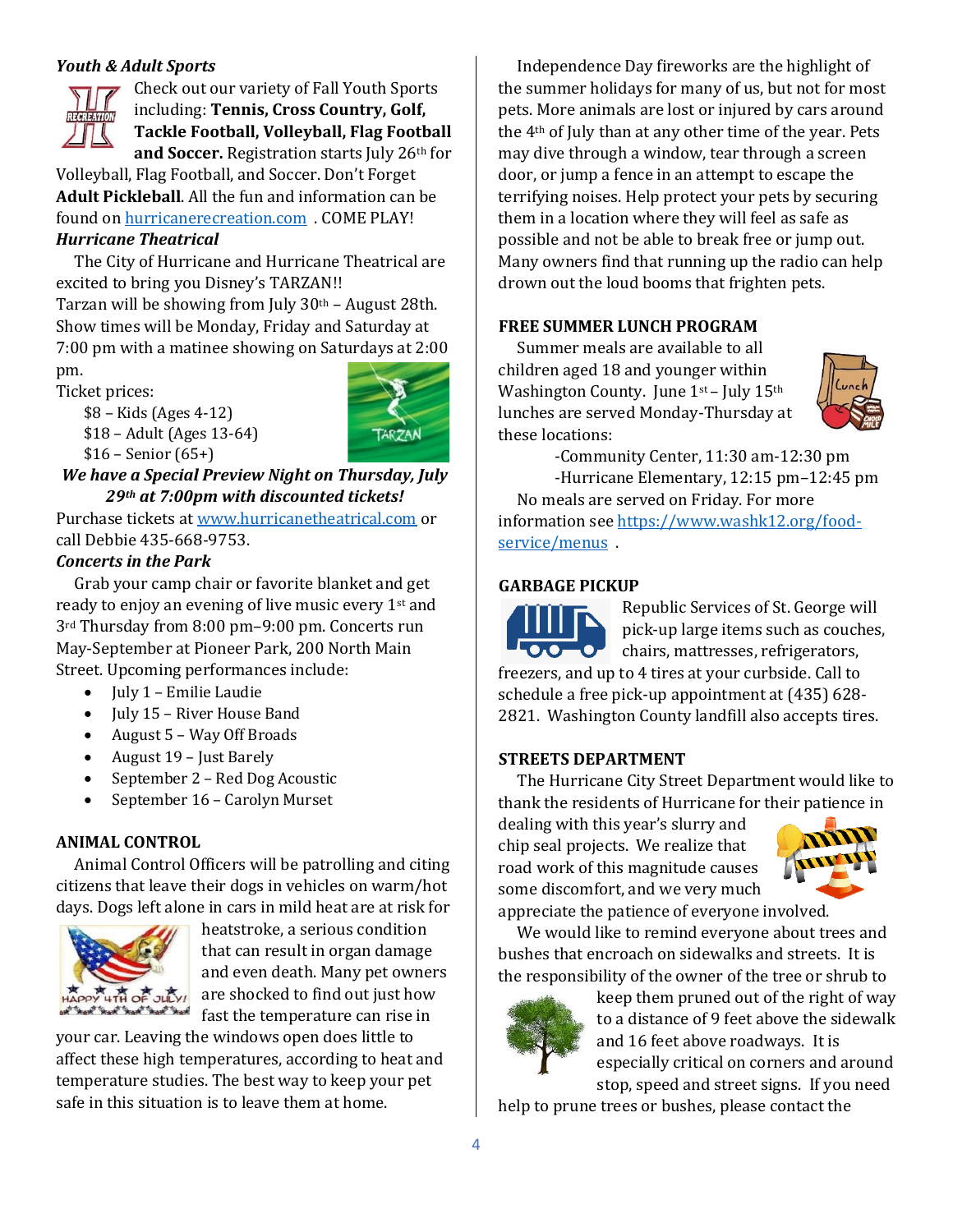### *Youth & Adult Sports*

Check out our variety of Fall Youth Sports including: **Tennis, Cross Country, Golf, Tackle Football, Volleyball, Flag Football and Soccer.** Registration starts July 26th for Volleyball, Flag Football, and Soccer. Don't Forget **Adult Pickleball**. All the fun and information can be found on [hurricanerecreation.com](hurricanerecreation.com) . COME PLAY!

### *Hurricane Theatrical*

The City of Hurricane and Hurricane Theatrical are excited to bring you Disney's TARZAN!!
Tarzan will be showing from July 30th – August 28th. Show times will be Monday, Friday and Saturday at 7:00 pm with a matinee showing on Saturdays at 2:00 pm.

Ticket prices:

- $8 – Kids (Ages 4-12)
- $18 – Adult (Ages 13-64)
- $16 – Senior (65+)

***We have a Special Preview Night on Thursday, July 29th at 7:00pm with discounted tickets!***

Purchase tickets at [www.hurricanetheatrical.com](www.hurricanetheatrical.com) or call Debbie 435-668-9753.

### *Concerts in the Park*

Grab your camp chair or favorite blanket and get ready to enjoy an evening of live music every 1st and 3rd Thursday from 8:00 pm–9:00 pm. Concerts run May-September at Pioneer Park, 200 North Main Street. Upcoming performances include:

- July 1 – Emilie Laudie
- July 15 – River House Band
- August 5 – Way Off Broads
- August 19 – Just Barely
- September 2 – Red Dog Acoustic
- September 16 – Carolyn Murset

### ANIMAL CONTROL

Animal Control Officers will be patrolling and citing citizens that leave their dogs in vehicles on warm/hot days. Dogs left alone in cars in mild heat are at risk for heatstroke, a serious condition that can result in organ damage and even death. Many pet owners are shocked to find out just how fast the temperature can rise in your car. Leaving the windows open does little to affect these high temperatures, according to heat and temperature studies. The best way to keep your pet safe in this situation is to leave them at home.

Independence Day fireworks are the highlight of the summer holidays for many of us, but not for most pets. More animals are lost or injured by cars around the 4th of July than at any other time of the year. Pets may dive through a window, tear through a screen door, or jump a fence in an attempt to escape the terrifying noises. Help protect your pets by securing them in a location where they will feel as safe as possible and not be able to break free or jump out. Many owners find that running up the radio can help drown out the loud booms that frighten pets.

### FREE SUMMER LUNCH PROGRAM

Summer meals are available to all children aged 18 and younger within Washington County. June 1st – July 15th lunches are served Monday-Thursday at these locations:

-Community Center, 11:30 am-12:30 pm
-Hurricane Elementary, 12:15 pm–12:45 pm

No meals are served on Friday. For more information see [https://www.washk12.org/food-service/menus](https://www.washk12.org/food-service/menus) .

### GARBAGE PICKUP

Republic Services of St. George will pick-up large items such as couches, chairs, mattresses, refrigerators, freezers, and up to 4 tires at your curbside. Call to schedule a free pick-up appointment at (435) 628-2821. Washington County landfill also accepts tires.

### STREETS DEPARTMENT

The Hurricane City Street Department would like to thank the residents of Hurricane for their patience in dealing with this year's slurry and chip seal projects. We realize that road work of this magnitude causes some discomfort, and we very much appreciate the patience of everyone involved.

We would like to remind everyone about trees and bushes that encroach on sidewalks and streets. It is the responsibility of the owner of the tree or shrub to keep them pruned out of the right of way to a distance of 9 feet above the sidewalk and 16 feet above roadways. It is especially critical on corners and around stop, speed and street signs. If you need help to prune trees or bushes, please contact the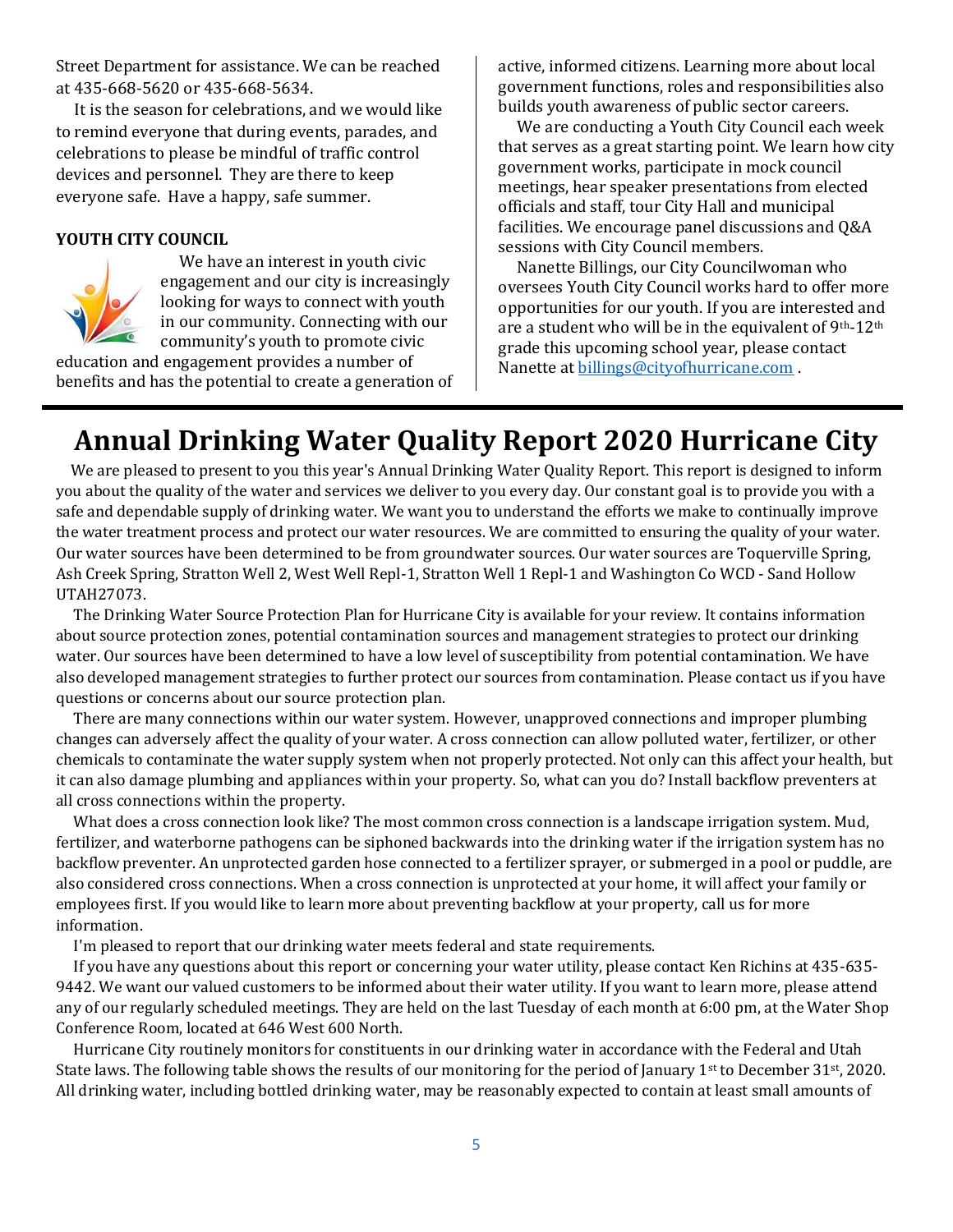Street Department for assistance. We can be reached at 435-668-5620 or 435-668-5634.

It is the season for celebrations, and we would like to remind everyone that during events, parades, and celebrations to please be mindful of traffic control devices and personnel. They are there to keep everyone safe. Have a happy, safe summer.

**YOUTH CITY COUNCIL**

We have an interest in youth civic engagement and our city is increasingly looking for ways to connect with youth in our community. Connecting with our community's youth to promote civic education and engagement provides a number of benefits and has the potential to create a generation of active, informed citizens. Learning more about local government functions, roles and responsibilities also builds youth awareness of public sector careers.

We are conducting a Youth City Council each week that serves as a great starting point. We learn how city government works, participate in mock council meetings, hear speaker presentations from elected officials and staff, tour City Hall and municipal facilities. We encourage panel discussions and Q&A sessions with City Council members.

Nanette Billings, our City Councilwoman who oversees Youth City Council works hard to offer more opportunities for our youth. If you are interested and are a student who will be in the equivalent of 9th-12th grade this upcoming school year, please contact Nanette at billings@cityofhurricane.com .

# Annual Drinking Water Quality Report 2020 Hurricane City

We are pleased to present to you this year's Annual Drinking Water Quality Report. This report is designed to inform you about the quality of the water and services we deliver to you every day. Our constant goal is to provide you with a safe and dependable supply of drinking water. We want you to understand the efforts we make to continually improve the water treatment process and protect our water resources. We are committed to ensuring the quality of your water. Our water sources have been determined to be from groundwater sources. Our water sources are Toquerville Spring, Ash Creek Spring, Stratton Well 2, West Well Repl-1, Stratton Well 1 Repl-1 and Washington Co WCD - Sand Hollow UTAH27073.

The Drinking Water Source Protection Plan for Hurricane City is available for your review. It contains information about source protection zones, potential contamination sources and management strategies to protect our drinking water. Our sources have been determined to have a low level of susceptibility from potential contamination. We have also developed management strategies to further protect our sources from contamination. Please contact us if you have questions or concerns about our source protection plan.

There are many connections within our water system. However, unapproved connections and improper plumbing changes can adversely affect the quality of your water. A cross connection can allow polluted water, fertilizer, or other chemicals to contaminate the water supply system when not properly protected. Not only can this affect your health, but it can also damage plumbing and appliances within your property. So, what can you do? Install backflow preventers at all cross connections within the property.

What does a cross connection look like? The most common cross connection is a landscape irrigation system. Mud, fertilizer, and waterborne pathogens can be siphoned backwards into the drinking water if the irrigation system has no backflow preventer. An unprotected garden hose connected to a fertilizer sprayer, or submerged in a pool or puddle, are also considered cross connections. When a cross connection is unprotected at your home, it will affect your family or employees first. If you would like to learn more about preventing backflow at your property, call us for more information.

I'm pleased to report that our drinking water meets federal and state requirements.

If you have any questions about this report or concerning your water utility, please contact Ken Richins at 435-635-9442. We want our valued customers to be informed about their water utility. If you want to learn more, please attend any of our regularly scheduled meetings. They are held on the last Tuesday of each month at 6:00 pm, at the Water Shop Conference Room, located at 646 West 600 North.

Hurricane City routinely monitors for constituents in our drinking water in accordance with the Federal and Utah State laws. The following table shows the results of our monitoring for the period of January 1st to December 31st, 2020. All drinking water, including bottled drinking water, may be reasonably expected to contain at least small amounts of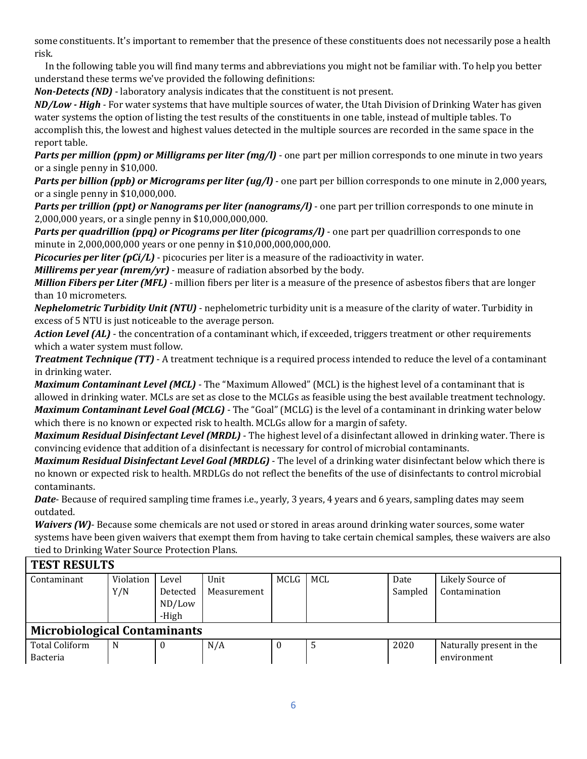some constituents. It's important to remember that the presence of these constituents does not necessarily pose a health risk.

In the following table you will find many terms and abbreviations you might not be familiar with. To help you better understand these terms we've provided the following definitions:

***Non-Detects (ND)*** - laboratory analysis indicates that the constituent is not present.

***ND/Low - High*** - For water systems that have multiple sources of water, the Utah Division of Drinking Water has given water systems the option of listing the test results of the constituents in one table, instead of multiple tables. To accomplish this, the lowest and highest values detected in the multiple sources are recorded in the same space in the report table.

***Parts per million (ppm) or Milligrams per liter (mg/l)*** - one part per million corresponds to one minute in two years or a single penny in $10,000.

***Parts per billion (ppb) or Micrograms per liter (ug/l)*** - one part per billion corresponds to one minute in 2,000 years, or a single penny in $10,000,000.

***Parts per trillion (ppt) or Nanograms per liter (nanograms/l)*** - one part per trillion corresponds to one minute in 2,000,000 years, or a single penny in $10,000,000,000.

***Parts per quadrillion (ppq) or Picograms per liter (picograms/l)*** - one part per quadrillion corresponds to one minute in 2,000,000,000 years or one penny in $10,000,000,000,000.

***Picocuries per liter (pCi/L)*** - picocuries per liter is a measure of the radioactivity in water.

***Millirems per year (mrem/yr)*** - measure of radiation absorbed by the body.

***Million Fibers per Liter (MFL)*** - million fibers per liter is a measure of the presence of asbestos fibers that are longer than 10 micrometers.

***Nephelometric Turbidity Unit (NTU)*** - nephelometric turbidity unit is a measure of the clarity of water. Turbidity in excess of 5 NTU is just noticeable to the average person.

***Action Level (AL)*** - the concentration of a contaminant which, if exceeded, triggers treatment or other requirements which a water system must follow.

***Treatment Technique (TT)*** - A treatment technique is a required process intended to reduce the level of a contaminant in drinking water.

***Maximum Contaminant Level (MCL)*** - The "Maximum Allowed" (MCL) is the highest level of a contaminant that is allowed in drinking water. MCLs are set as close to the MCLGs as feasible using the best available treatment technology.

***Maximum Contaminant Level Goal (MCLG)*** - The "Goal" (MCLG) is the level of a contaminant in drinking water below which there is no known or expected risk to health. MCLGs allow for a margin of safety.

***Maximum Residual Disinfectant Level (MRDL)*** - The highest level of a disinfectant allowed in drinking water. There is convincing evidence that addition of a disinfectant is necessary for control of microbial contaminants.

***Maximum Residual Disinfectant Level Goal (MRDLG)*** - The level of a drinking water disinfectant below which there is no known or expected risk to health. MRDLGs do not reflect the benefits of the use of disinfectants to control microbial contaminants.

***Date***- Because of required sampling time frames i.e., yearly, 3 years, 4 years and 6 years, sampling dates may seem outdated.

***Waivers (W)***- Because some chemicals are not used or stored in areas around drinking water sources, some water systems have been given waivers that exempt them from having to take certain chemical samples, these waivers are also tied to Drinking Water Source Protection Plans.

| **TEST RESULTS** | | | | | | | |
|---|---|---|---|---|---|---|---|
| Contaminant | Violation Y/N | Level Detected ND/Low -High | Unit Measurement | MCLG | MCL | Date Sampled | Likely Source of Contamination |
| **Microbiological Contaminants** | | | | | | | |
| Total Coliform Bacteria | N | 0 | N/A | 0 | 5 | 2020 | Naturally present in the environment |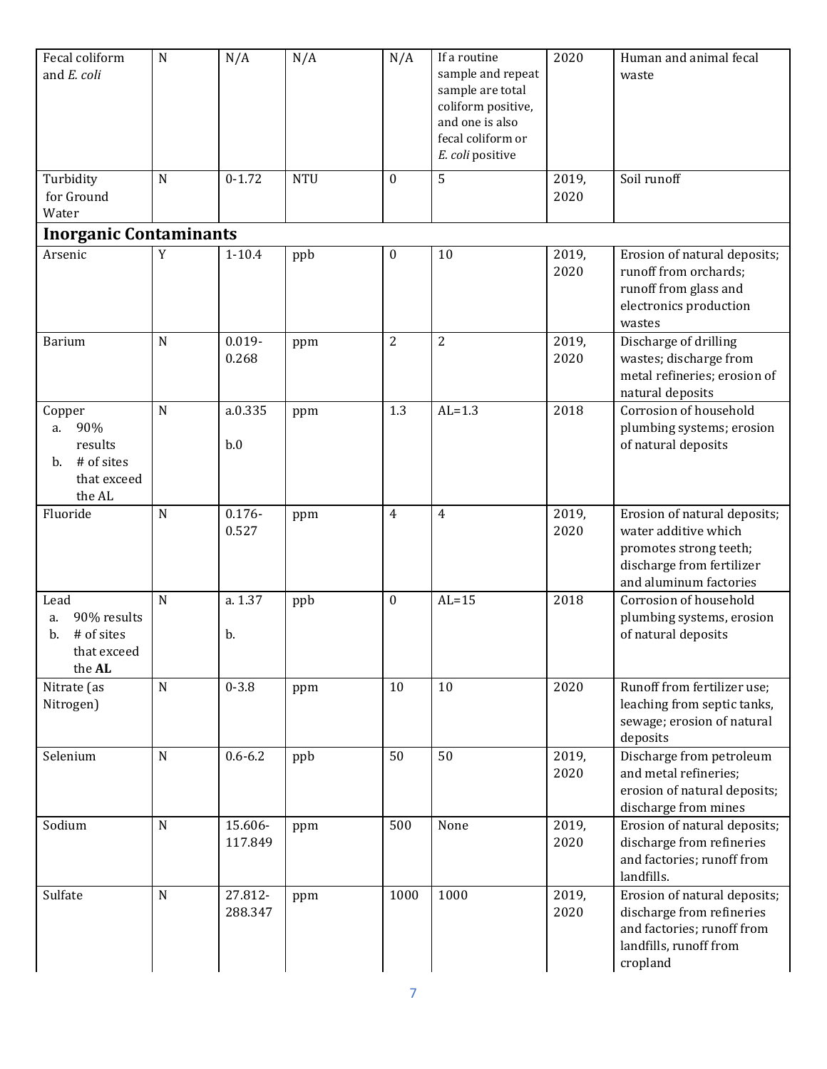| Fecal coliform and *E. coli* | N | N/A | N/A | N/A | If a routine sample and repeat sample are total coliform positive, and one is also fecal coliform or *E. coli* positive | 2020 | Human and animal fecal waste |
|---|---|---|---|---|---|---|---|
| Turbidity for Ground Water | N | 0-1.72 | NTU | 0 | 5 | 2019, 2020 | Soil runoff |
| **Inorganic Contaminants** | | | | | | | |
| Arsenic | Y | 1-10.4 | ppb | 0 | 10 | 2019, 2020 | Erosion of natural deposits; runoff from orchards; runoff from glass and electronics production wastes |
| Barium | N | 0.019-0.268 | ppm | 2 | 2 | 2019, 2020 | Discharge of drilling wastes; discharge from metal refineries; erosion of natural deposits |
| Copper<br>a. 90% results<br>b. # of sites that exceed the AL | N | a.0.335<br>b.0 | ppm | 1.3 | AL=1.3 | 2018 | Corrosion of household plumbing systems; erosion of natural deposits |
| Fluoride | N | 0.176-0.527 | ppm | 4 | 4 | 2019, 2020 | Erosion of natural deposits; water additive which promotes strong teeth; discharge from fertilizer and aluminum factories |
| Lead<br>a. 90% results<br>b. # of sites that exceed the **AL** | N | a. 1.37<br>b. | ppb | 0 | AL=15 | 2018 | Corrosion of household plumbing systems, erosion of natural deposits |
| Nitrate (as Nitrogen) | N | 0-3.8 | ppm | 10 | 10 | 2020 | Runoff from fertilizer use; leaching from septic tanks, sewage; erosion of natural deposits |
| Selenium | N | 0.6-6.2 | ppb | 50 | 50 | 2019, 2020 | Discharge from petroleum and metal refineries; erosion of natural deposits; discharge from mines |
| Sodium | N | 15.606-117.849 | ppm | 500 | None | 2019, 2020 | Erosion of natural deposits; discharge from refineries and factories; runoff from landfills. |
| Sulfate | N | 27.812-288.347 | ppm | 1000 | 1000 | 2019, 2020 | Erosion of natural deposits; discharge from refineries and factories; runoff from landfills, runoff from cropland |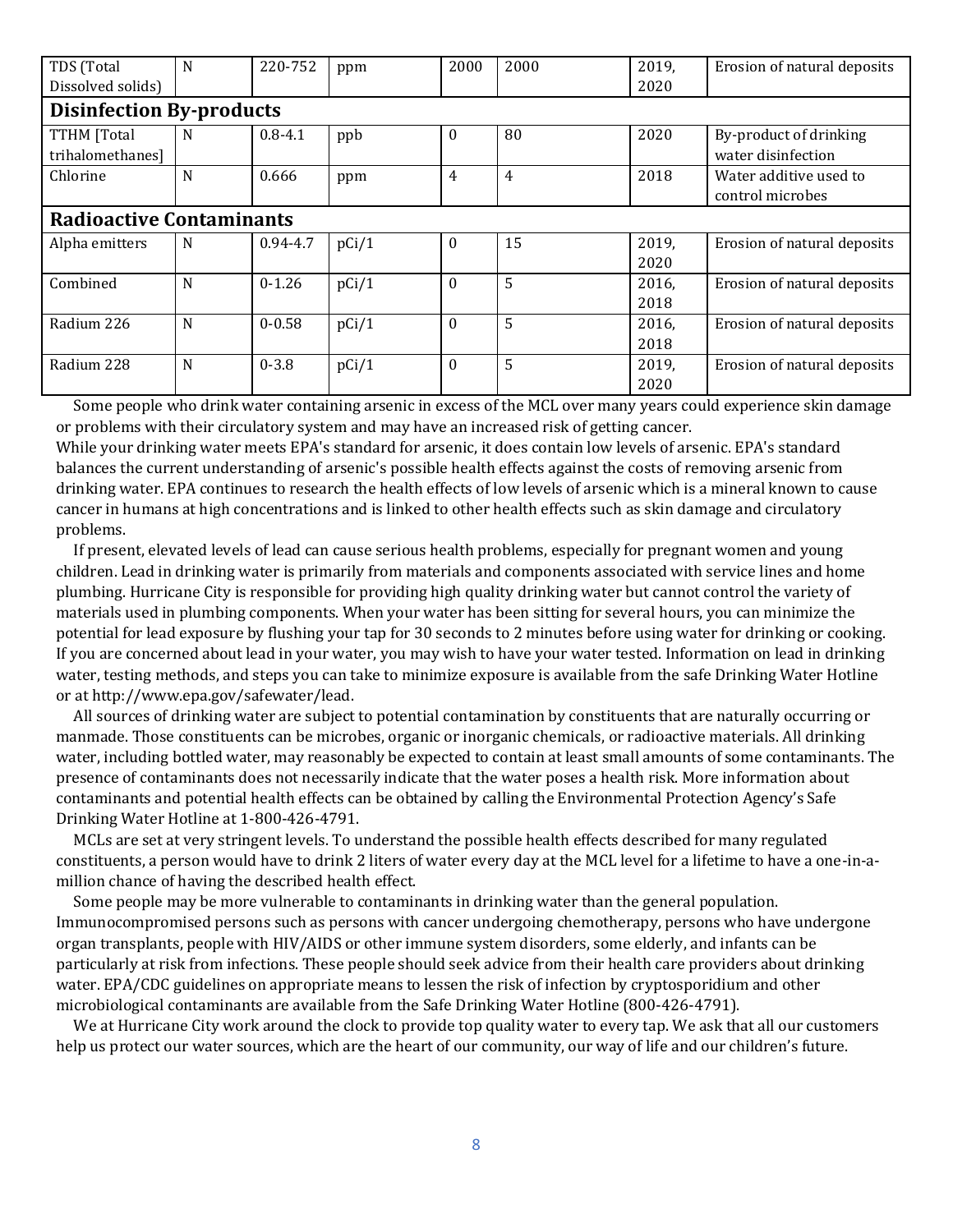| | | | | | | | |
|---|---|---|---|---|---|---|---|
| TDS (Total Dissolved solids) | N | 220-752 | ppm | 2000 | 2000 | 2019, 2020 | Erosion of natural deposits |
| **Disinfection By-products** | | | | | | | |
| TTHM [Total trihalomethanes] | N | 0.8-4.1 | ppb | 0 | 80 | 2020 | By-product of drinking water disinfection |
| Chlorine | N | 0.666 | ppm | 4 | 4 | 2018 | Water additive used to control microbes |
| **Radioactive Contaminants** | | | | | | | |
| Alpha emitters | N | 0.94-4.7 | pCi/1 | 0 | 15 | 2019, 2020 | Erosion of natural deposits |
| Combined | N | 0-1.26 | pCi/1 | 0 | 5 | 2016, 2018 | Erosion of natural deposits |
| Radium 226 | N | 0-0.58 | pCi/1 | 0 | 5 | 2016, 2018 | Erosion of natural deposits |
| Radium 228 | N | 0-3.8 | pCi/1 | 0 | 5 | 2019, 2020 | Erosion of natural deposits |

Some people who drink water containing arsenic in excess of the MCL over many years could experience skin damage or problems with their circulatory system and may have an increased risk of getting cancer.

While your drinking water meets EPA's standard for arsenic, it does contain low levels of arsenic. EPA's standard balances the current understanding of arsenic's possible health effects against the costs of removing arsenic from drinking water. EPA continues to research the health effects of low levels of arsenic which is a mineral known to cause cancer in humans at high concentrations and is linked to other health effects such as skin damage and circulatory problems.

If present, elevated levels of lead can cause serious health problems, especially for pregnant women and young children. Lead in drinking water is primarily from materials and components associated with service lines and home plumbing. Hurricane City is responsible for providing high quality drinking water but cannot control the variety of materials used in plumbing components. When your water has been sitting for several hours, you can minimize the potential for lead exposure by flushing your tap for 30 seconds to 2 minutes before using water for drinking or cooking. If you are concerned about lead in your water, you may wish to have your water tested. Information on lead in drinking water, testing methods, and steps you can take to minimize exposure is available from the safe Drinking Water Hotline or at http://www.epa.gov/safewater/lead.

All sources of drinking water are subject to potential contamination by constituents that are naturally occurring or manmade. Those constituents can be microbes, organic or inorganic chemicals, or radioactive materials. All drinking water, including bottled water, may reasonably be expected to contain at least small amounts of some contaminants. The presence of contaminants does not necessarily indicate that the water poses a health risk. More information about contaminants and potential health effects can be obtained by calling the Environmental Protection Agency's Safe Drinking Water Hotline at 1-800-426-4791.

MCLs are set at very stringent levels. To understand the possible health effects described for many regulated constituents, a person would have to drink 2 liters of water every day at the MCL level for a lifetime to have a one-in-a-million chance of having the described health effect.

Some people may be more vulnerable to contaminants in drinking water than the general population. Immunocompromised persons such as persons with cancer undergoing chemotherapy, persons who have undergone organ transplants, people with HIV/AIDS or other immune system disorders, some elderly, and infants can be particularly at risk from infections. These people should seek advice from their health care providers about drinking water. EPA/CDC guidelines on appropriate means to lessen the risk of infection by cryptosporidium and other microbiological contaminants are available from the Safe Drinking Water Hotline (800-426-4791).

We at Hurricane City work around the clock to provide top quality water to every tap. We ask that all our customers help us protect our water sources, which are the heart of our community, our way of life and our children's future.